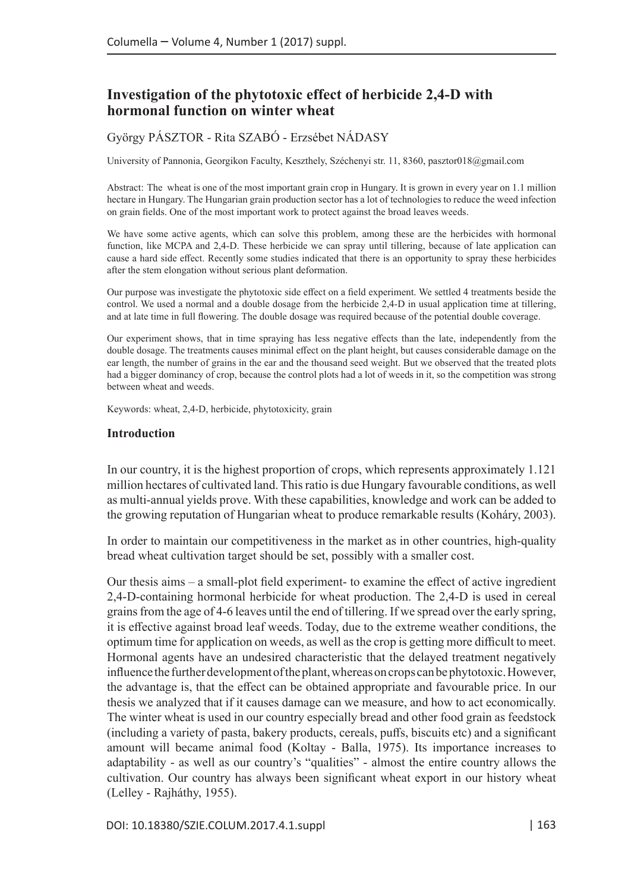# Investigation of the phytotoxic effect of herbicide 2,4-D with hormonal function on winter wheat

György PÁSZTOR - Rita SZABÓ - Erzsébet NÁDASY

University of Pannonia, Georgikon Faculty, Keszthely, Széchenyi str. 11, 8360, pasztor018@gmail.com

Abstract: The wheat is one of the most important grain crop in Hungary. It is grown in every year on 1.1 million hectare in Hungary. The Hungarian grain production sector has a lot of technologies to reduce the weed infection on grain fields. One of the most important work to protect against the broad leaves weeds.

We have some active agents, which can solve this problem, among these are the herbicides with hormonal function, like MCPA and 2,4-D. These herbicide we can spray until tillering, because of late application can cause a hard side effect. Recently some studies indicated that there is an opportunity to spray these herbicides after the stem elongation without serious plant deformation.

Our purpose was investigate the phytotoxic side effect on a field experiment. We settled 4 treatments beside the control. We used a normal and a double dosage from the herbicide 2,4-D in usual application time at tillering, and at late time in full flowering. The double dosage was required because of the potential double coverage.

Our experiment shows, that in time spraying has less negative effects than the late, independently from the double dosage. The treatments causes minimal effect on the plant height, but causes considerable damage on the ear length, the number of grains in the ear and the thousand seed weight. But we observed that the treated plots had a bigger dominancy of crop, because the control plots had a lot of weeds in it, so the competition was strong between wheat and weeds.

Keywords: wheat, 2,4-D, herbicide, phytotoxicity, grain

## Introduction

In our country, it is the highest proportion of crops, which represents approximately 1.121 million hectares of cultivated land. This ratio is due Hungary favourable conditions, as well as multi-annual yields prove. With these capabilities, knowledge and work can be added to the growing reputation of Hungarian wheat to produce remarkable results (Koháry, 2003).

In order to maintain our competitiveness in the market as in other countries, high-quality bread wheat cultivation target should be set, possibly with a smaller cost.

Our thesis aims – a small-plot field experiment- to examine the effect of active ingredient 2,4-D-containing hormonal herbicide for wheat production. The 2,4-D is used in cereal grains from the age of 4-6 leaves until the end of tillering. If we spread over the early spring, it is effective against broad leaf weeds. Today, due to the extreme weather conditions, the optimum time for application on weeds, as well as the crop is getting more difficult to meet. Hormonal agents have an undesired characteristic that the delayed treatment negatively influence the further development of the plant, whereas on crops can be phytotoxic. However, the advantage is, that the effect can be obtained appropriate and favourable price. In our thesis we analyzed that if it causes damage can we measure, and how to act economically. The winter wheat is used in our country especially bread and other food grain as feedstock (including a variety of pasta, bakery products, cereals, puffs, biscuits etc) and a significant amount will became animal food (Koltay - Balla, 1975). Its importance increases to adaptability - as well as our country's "qualities" - almost the entire country allows the cultivation. Our country has always been significant wheat export in our history wheat (Lelley - Rajháthy, 1955).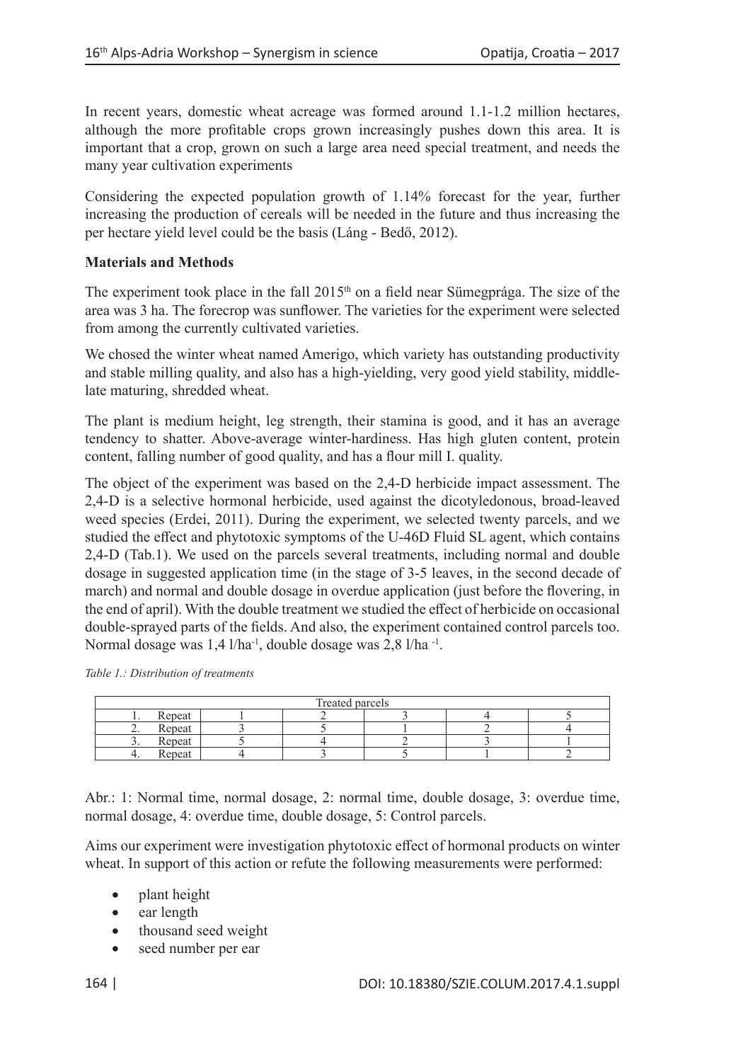In recent years, domestic wheat acreage was formed around 1.1-1.2 million hectares, although the more profitable crops grown increasingly pushes down this area. It is important that a crop, grown on such a large area need special treatment, and needs the many year cultivation experiments

Considering the expected population growth of 1.14% forecast for the year, further increasing the production of cereals will be needed in the future and thus increasing the per hectare yield level could be the basis (Láng - Bedő, 2012).

**Materials and Methods**

The experiment took place in the fall 2015[th] on a field near Sümegprága. The size of the area was 3 ha. The forecrop was sunflower. The varieties for the experiment were selected from among the currently cultivated varieties.

We chosed the winter wheat named Amerigo, which variety has outstanding productivity and stable milling quality, and also has a high-yielding, very good yield stability, middle-late maturing, shredded wheat.

The plant is medium height, leg strength, their stamina is good, and it has an average tendency to shatter. Above-average winter-hardiness. Has high gluten content, protein content, falling number of good quality, and has a flour mill I. quality.

The object of the experiment was based on the 2,4-D herbicide impact assessment. The 2,4-D is a selective hormonal herbicide, used against the dicotyledonous, broad-leaved weed species (Erdei, 2011). During the experiment, we selected twenty parcels, and we studied the effect and phytotoxic symptoms of the U-46D Fluid SL agent, which contains 2,4-D (Tab.1). We used on the parcels several treatments, including normal and double dosage in suggested application time (in the stage of 3-5 leaves, in the second decade of march) and normal and double dosage in overdue application (just before the flovering, in the end of april). With the double treatment we studied the effect of herbicide on occasional double-sprayed parts of the fields. And also, the experiment contained control parcels too. Normal dosage was 1,4 $l/ha^{-1}$, double dosage was 2,8 $l/ha^{-1}$.

*Table 1.: Distribution of treatments*

| Treated parcels | | | | | |
|---|---|---|---|---|---|
| 1. Repeat | 1 | 2 | 3 | 4 | 5 |
| 2. Repeat | 3 | 5 | 1 | 2 | 4 |
| 3. Repeat | 5 | 4 | 2 | 3 | 1 |
| 4. Repeat | 4 | 3 | 5 | 1 | 2 |

Abr.: 1: Normal time, normal dosage, 2: normal time, double dosage, 3: overdue time, normal dosage, 4: overdue time, double dosage, 5: Control parcels.

Aims our experiment were investigation phytotoxic effect of hormonal products on winter wheat. In support of this action or refute the following measurements were performed:

- plant height
- ear length
- thousand seed weight
- seed number per ear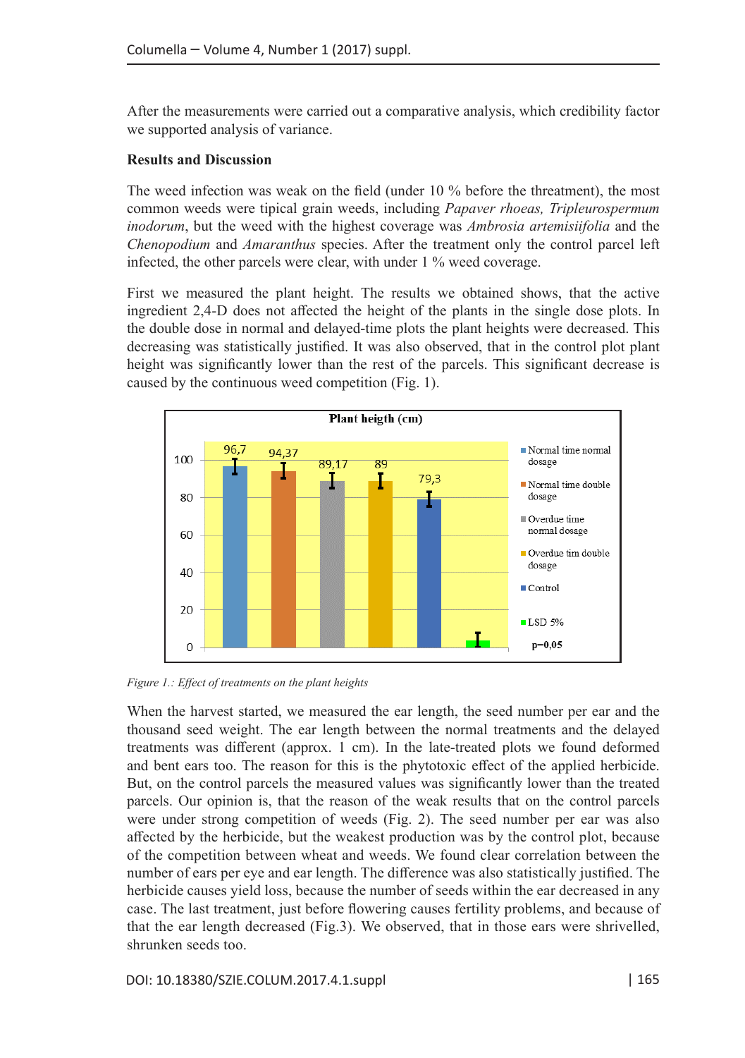After the measurements were carried out a comparative analysis, which credibility factor we supported analysis of variance.

**Results and Discussion**

The weed infection was weak on the field (under 10 % before the threatment), the most common weeds were tipical grain weeds, including *Papaver rhoeas, Tripleurospermum inodorum*, but the weed with the highest coverage was *Ambrosia artemisiifolia* and the *Chenopodium* and *Amaranthus* species. After the treatment only the control parcel left infected, the other parcels were clear, with under 1 % weed coverage.

First we measured the plant height. The results we obtained shows, that the active ingredient 2,4-D does not affected the height of the plants in the single dose plots. In the double dose in normal and delayed-time plots the plant heights were decreased. This decreasing was statistically justified. It was also observed, that in the control plot plant height was significantly lower than the rest of the parcels. This significant decrease is caused by the continuous weed competition (Fig. 1).

**Plant heigth (cm)**

| Treatment | Plant height (cm) |
|---|---|
| Normal time normal dosage | 96,7 |
| Normal time double dosage | 94,37 |
| Overdue time normal dosage | 89,17 |
| Overdue tim double dosage | 89 |
| Control | 79,3 |
| LSD 5% | p=0,05 |

*Figure 1.: Effect of treatments on the plant heights*

When the harvest started, we measured the ear length, the seed number per ear and the thousand seed weight. The ear length between the normal treatments and the delayed treatments was different (approx. 1 cm). In the late-treated plots we found deformed and bent ears too. The reason for this is the phytotoxic effect of the applied herbicide. But, on the control parcels the measured values was significantly lower than the treated parcels. Our opinion is, that the reason of the weak results that on the control parcels were under strong competition of weeds (Fig. 2). The seed number per ear was also affected by the herbicide, but the weakest production was by the control plot, because of the competition between wheat and weeds. We found clear correlation between the number of ears per eye and ear length. The difference was also statistically justified. The herbicide causes yield loss, because the number of seeds within the ear decreased in any case. The last treatment, just before flowering causes fertility problems, and because of that the ear length decreased (Fig.3). We observed, that in those ears were shrivelled, shrunken seeds too.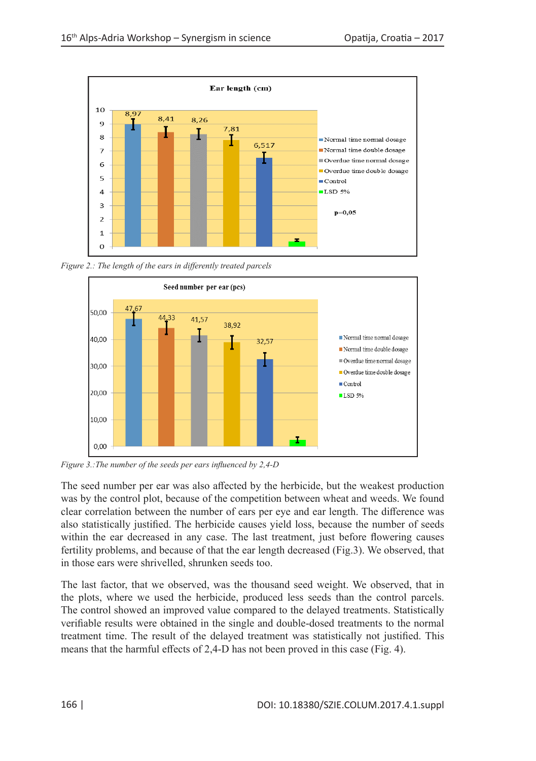Figure 2.: The length of the ears in differently treated parcels

Figure 3.:The number of the seeds per ears influenced by 2,4-D

The seed number per ear was also affected by the herbicide, but the weakest production was by the control plot, because of the competition between wheat and weeds. We found clear correlation between the number of ears per eye and ear length. The difference was also statistically justified. The herbicide causes yield loss, because the number of seeds within the ear decreased in any case. The last treatment, just before flowering causes fertility problems, and because of that the ear length decreased (Fig.3). We observed, that in those ears were shrivelled, shrunken seeds too.

The last factor, that we observed, was the thousand seed weight. We observed, that in the plots, where we used the herbicide, produced less seeds than the control parcels. The control showed an improved value compared to the delayed treatments. Statistically verifiable results were obtained in the single and double-dosed treatments to the normal treatment time. The result of the delayed treatment was statistically not justified. This means that the harmful effects of 2,4-D has not been proved in this case (Fig. 4).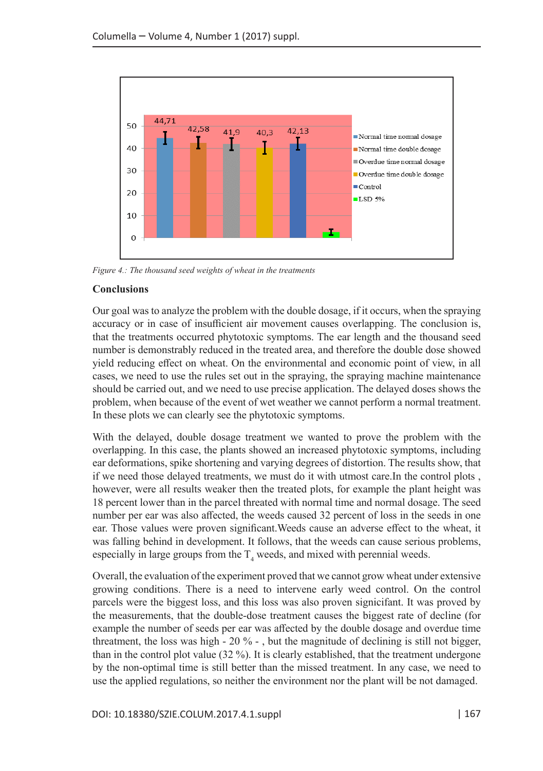*Figure 4.: The thousand seed weights of wheat in the treatments*

## Conclusions

Our goal was to analyze the problem with the double dosage, if it occurs, when the spraying accuracy or in case of insufficient air movement causes overlapping. The conclusion is, that the treatments occurred phytotoxic symptoms. The ear length and the thousand seed number is demonstrably reduced in the treated area, and therefore the double dose showed yield reducing effect on wheat. On the environmental and economic point of view, in all cases, we need to use the rules set out in the spraying, the spraying machine maintenance should be carried out, and we need to use precise application. The delayed doses shows the problem, when because of the event of wet weather we cannot perform a normal treatment. In these plots we can clearly see the phytotoxic symptoms.

With the delayed, double dosage treatment we wanted to prove the problem with the overlapping. In this case, the plants showed an increased phytotoxic symptoms, including ear deformations, spike shortening and varying degrees of distortion. The results show, that if we need those delayed treatments, we must do it with utmost care.In the control plots , however, were all results weaker then the treated plots, for example the plant height was 18 percent lower than in the parcel threated with normal time and normal dosage. The seed number per ear was also affected, the weeds caused 32 percent of loss in the seeds in one ear. Those values were proven significant.Weeds cause an adverse effect to the wheat, it was falling behind in development. It follows, that the weeds can cause serious problems, especially in large groups from the $T_4$ weeds, and mixed with perennial weeds.

Overall, the evaluation of the experiment proved that we cannot grow wheat under extensive growing conditions. There is a need to intervene early weed control. On the control parcels were the biggest loss, and this loss was also proven signicifant. It was proved by the measurements, that the double-dose treatment causes the biggest rate of decline (for example the number of seeds per ear was affected by the double dosage and overdue time threatment, the loss was high - 20 % - , but the magnitude of declining is still not bigger, than in the control plot value (32 %). It is clearly established, that the treatment undergone by the non-optimal time is still better than the missed treatment. In any case, we need to use the applied regulations, so neither the environment nor the plant will be not damaged.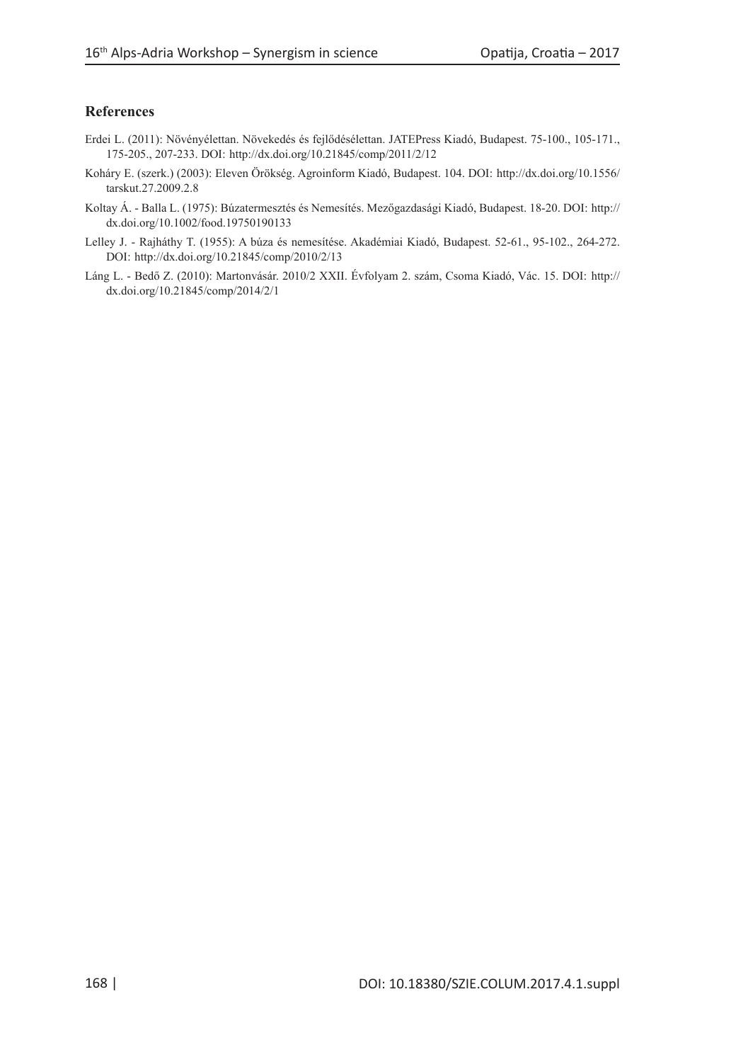## References

Erdei L. (2011): Növényélettan. Növekedés és fejlődésélettan. JATEPress Kiadó, Budapest. 75-100., 105-171., 175-205., 207-233. DOI: http://dx.doi.org/10.21845/comp/2011/2/12

Koháry E. (szerk.) (2003): Eleven Örökség. Agroinform Kiadó, Budapest. 104. DOI: http://dx.doi.org/10.1556/tarskut.27.2009.2.8

Koltay Á. - Balla L. (1975): Búzatermesztés és Nemesítés. Mezőgazdasági Kiadó, Budapest. 18-20. DOI: http://dx.doi.org/10.1002/food.19750190133

Lelley J. - Rajháthy T. (1955): A búza és nemesítése. Akadémiai Kiadó, Budapest. 52-61., 95-102., 264-272. DOI: http://dx.doi.org/10.21845/comp/2010/2/13

Láng L. - Bedő Z. (2010): Martonvásár. 2010/2 XXII. Évfolyam 2. szám, Csoma Kiadó, Vác. 15. DOI: http://dx.doi.org/10.21845/comp/2014/2/1